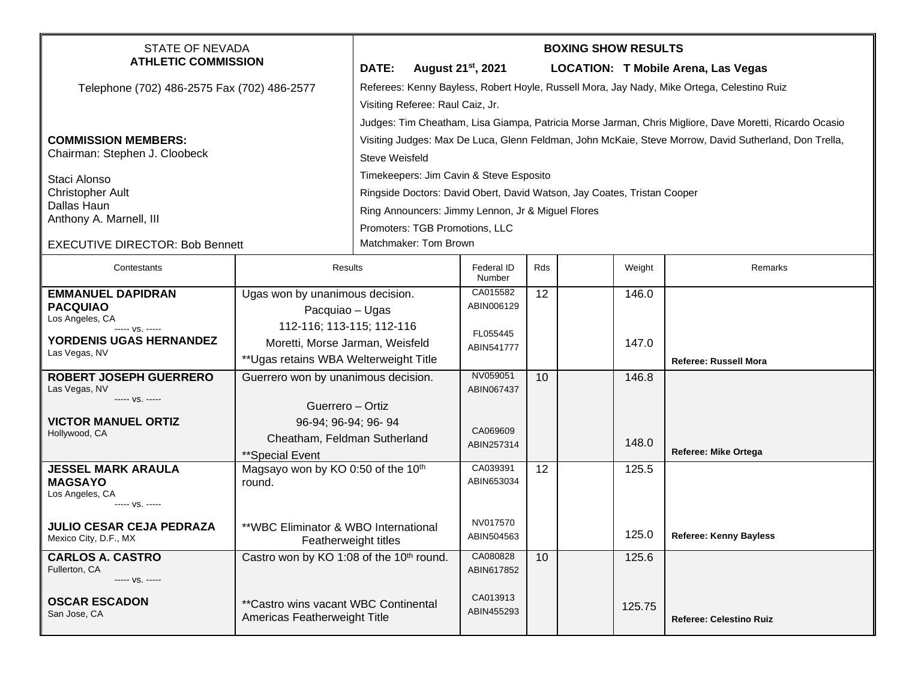STATE OF NEVADA
**ATHLETIC COMMISSION**

Telephone (702) 486-2575 Fax (702) 486-2577

**COMMISSION MEMBERS:**
Chairman: Stephen J. Cloobeck

Staci Alonso
Christopher Ault
Dallas Haun
Anthony A. Marnell, III

EXECUTIVE DIRECTOR: Bob Bennett

**BOXING SHOW RESULTS**

**DATE: August 21st, 2021 LOCATION: T Mobile Arena, Las Vegas**

Referees: Kenny Bayless, Robert Hoyle, Russell Mora, Jay Nady, Mike Ortega, Celestino Ruiz

Visiting Referee: Raul Caiz, Jr.

Judges: Tim Cheatham, Lisa Giampa, Patricia Morse Jarman, Chris Migliore, Dave Moretti, Ricardo Ocasio

Visiting Judges: Max De Luca, Glenn Feldman, John McKaie, Steve Morrow, David Sutherland, Don Trella, Steve Weisfeld

Timekeepers: Jim Cavin & Steve Esposito

Ringside Doctors: David Obert, David Watson, Jay Coates, Tristan Cooper

Ring Announcers: Jimmy Lennon, Jr & Miguel Flores

Promoters: TGB Promotions, LLC

Matchmaker: Tom Brown

| Contestants | Results | Federal ID Number | Rds | | Weight | Remarks |
|---|---|---|---|---|---|---|
| **EMMANUEL DAPIDRAN PACQUIAO** Los Angeles, CA ----- vs. ----- **YORDENIS UGAS HERNANDEZ** Las Vegas, NV | Ugas won by unanimous decision. Pacquiao – Ugas 112-116; 113-115; 112-116 Moretti, Morse Jarman, Weisfeld **Ugas retains WBA Welterweight Title | CA015582 ABIN006129 FL055445 ABIN541777 | 12 | | 146.0 147.0 | **Referee: Russell Mora** |
| **ROBERT JOSEPH GUERRERO** Las Vegas, NV ----- vs. ----- **VICTOR MANUEL ORTIZ** Hollywood, CA | Guerrero won by unanimous decision. Guerrero – Ortiz 96-94; 96-94; 96- 94 Cheatham, Feldman Sutherland **Special Event | NV059051 ABIN067437 CA069609 ABIN257314 | 10 | | 146.8 148.0 | **Referee: Mike Ortega** |
| **JESSEL MARK ARAULA MAGSAYO** Los Angeles, CA ----- vs. ----- **JULIO CESAR CEJA PEDRAZA** Mexico City, D.F., MX | Magsayo won by KO 0:50 of the 10th round. **WBC Eliminator & WBO International Featherweight titles | CA039391 ABIN653034 NV017570 ABIN504563 | 12 | | 125.5 125.0 | **Referee: Kenny Bayless** |
| **CARLOS A. CASTRO** Fullerton, CA ----- vs. ----- **OSCAR ESCADON** San Jose, CA | Castro won by KO 1:08 of the 10th round. **Castro wins vacant WBC Continental Americas Featherweight Title | CA080828 ABIN617852 CA013913 ABIN455293 | 10 | | 125.6 125.75 | **Referee: Celestino Ruiz** |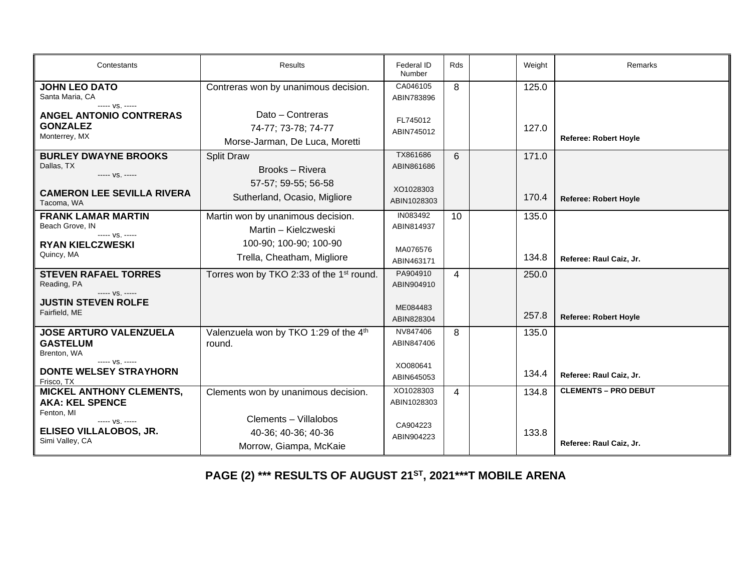| Contestants | Results | Federal ID Number | Rds | | Weight | Remarks |
|---|---|---|---|---|---|---|
| **JOHN LEO DATO**<br>Santa Maria, CA<br>----- vs. -----<br>**ANGEL ANTONIO CONTRERAS GONZALEZ**<br>Monterrey, MX | Contreras won by unanimous decision.<br>Dato – Contreras<br>74-77; 73-78; 74-77<br>Morse-Jarman, De Luca, Moretti | CA046105<br>ABIN783896<br><br>FL745012<br>ABIN745012 | 8 | | 125.0<br><br>127.0 | **Referee: Robert Hoyle** |
| **BURLEY DWAYNE BROOKS**<br>Dallas, TX<br>----- vs. -----<br>**CAMERON LEE SEVILLA RIVERA**<br>Tacoma, WA | Split Draw<br>Brooks – Rivera<br>57-57; 59-55; 56-58<br>Sutherland, Ocasio, Migliore | TX861686<br>ABIN861686<br><br>XO1028303<br>ABIN1028303 | 6 | | 171.0<br><br>170.4 | **Referee: Robert Hoyle** |
| **FRANK LAMAR MARTIN**<br>Beach Grove, IN<br>----- vs. -----<br>**RYAN KIELCZWESKI**<br>Quincy, MA | Martin won by unanimous decision.<br>Martin – Kielczweski<br>100-90; 100-90; 100-90<br>Trella, Cheatham, Migliore | IN083492<br>ABIN814937<br><br>MA076576<br>ABIN463171 | 10 | | 135.0<br><br>134.8 | **Referee: Raul Caiz, Jr.** |
| **STEVEN RAFAEL TORRES**<br>Reading, PA<br>----- vs. -----<br>**JUSTIN STEVEN ROLFE**<br>Fairfield, ME | Torres won by TKO 2:33 of the 1st round. | PA904910<br>ABIN904910<br><br>ME084483<br>ABIN828304 | 4 | | 250.0<br><br>257.8 | **Referee: Robert Hoyle** |
| **JOSE ARTURO VALENZUELA GASTELUM**<br>Brenton, WA<br>----- vs. -----<br>**DONTE WELSEY STRAYHORN**<br>Frisco, TX | Valenzuela won by TKO 1:29 of the 4th round. | NV847406<br>ABIN847406<br><br>XO080641<br>ABIN645053 | 8 | | 135.0<br><br>134.4 | **Referee: Raul Caiz, Jr.** |
| **MICKEL ANTHONY CLEMENTS, AKA: KEL SPENCE**<br>Fenton, MI<br>----- vs. -----<br>**ELISEO VILLALOBOS, JR.**<br>Simi Valley, CA | Clements won by unanimous decision.<br>Clements – Villalobos<br>40-36; 40-36; 40-36<br>Morrow, Giampa, McKaie | XO1028303<br>ABIN1028303<br><br>CA904223<br>ABIN904223 | 4 | | 134.8<br><br>133.8 | **CLEMENTS – PRO DEBUT**<br><br>**Referee: Raul Caiz, Jr.** |

**PAGE (2) \*\*\* RESULTS OF AUGUST 21ST, 2021\*\*\*T MOBILE ARENA**